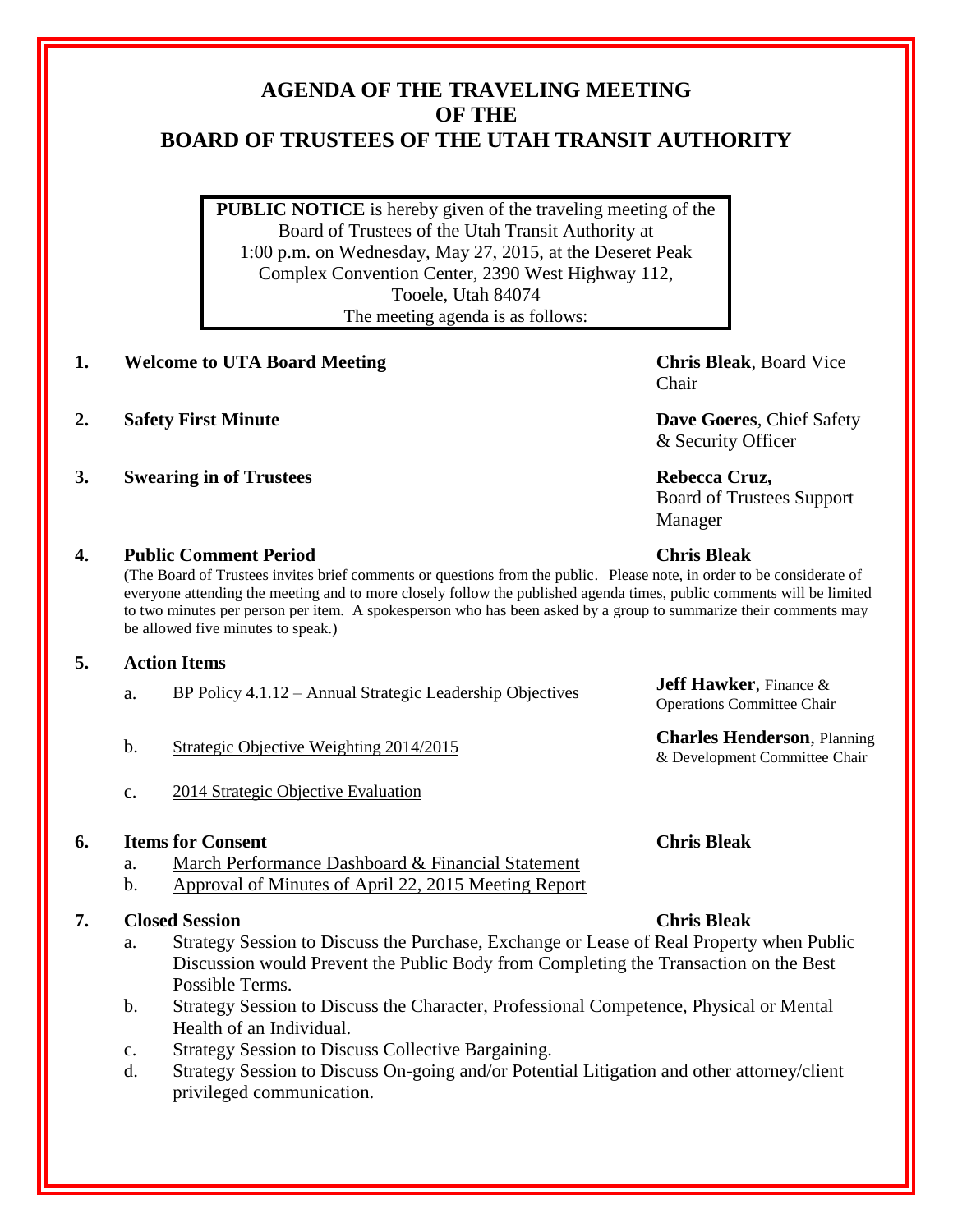# AGENDA OF THE TRAVELING MEETING OF THE BOARD OF TRUSTEES OF THE UTAH TRANSIT AUTHORITY

**PUBLIC NOTICE** is hereby given of the traveling meeting of the Board of Trustees of the Utah Transit Authority at 1:00 p.m. on Wednesday, May 27, 2015, at the Deseret Peak Complex Convention Center, 2390 West Highway 112, Tooele, Utah 84074
The meeting agenda is as follows:

1. **Welcome to UTA Board Meeting** — **Chris Bleak**, Board Vice Chair

2. **Safety First Minute** — **Dave Goeres**, Chief Safety & Security Officer

3. **Swearing in of Trustees** — **Rebecca Cruz,** Board of Trustees Support Manager

4. **Public Comment Period** — **Chris Bleak**

   (The Board of Trustees invites brief comments or questions from the public. Please note, in order to be considerate of everyone attending the meeting and to more closely follow the published agenda times, public comments will be limited to two minutes per person per item. A spokesperson who has been asked by a group to summarize their comments may be allowed five minutes to speak.)

5. **Action Items**
   a. BP Policy 4.1.12 – Annual Strategic Leadership Objectives — **Jeff Hawker**, Finance & Operations Committee Chair
   b. Strategic Objective Weighting 2014/2015 — **Charles Henderson**, Planning & Development Committee Chair
   c. 2014 Strategic Objective Evaluation

6. **Items for Consent** — **Chris Bleak**
   a. March Performance Dashboard & Financial Statement
   b. Approval of Minutes of April 22, 2015 Meeting Report

7. **Closed Session** — **Chris Bleak**
   a. Strategy Session to Discuss the Purchase, Exchange or Lease of Real Property when Public Discussion would Prevent the Public Body from Completing the Transaction on the Best Possible Terms.
   b. Strategy Session to Discuss the Character, Professional Competence, Physical or Mental Health of an Individual.
   c. Strategy Session to Discuss Collective Bargaining.
   d. Strategy Session to Discuss On-going and/or Potential Litigation and other attorney/client privileged communication.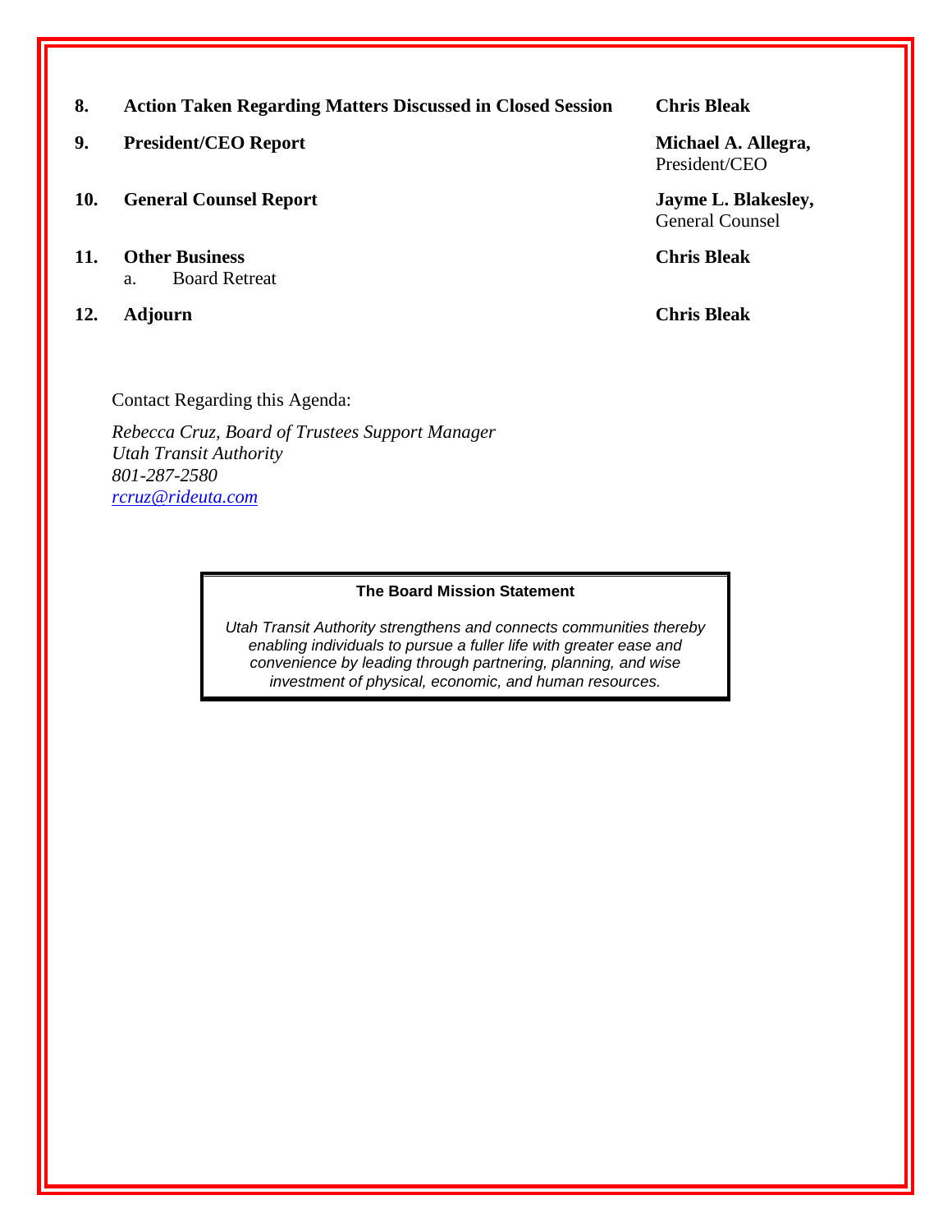**8. Action Taken Regarding Matters Discussed in Closed Session** — **Chris Bleak**

**9. President/CEO Report** — **Michael A. Allegra,** President/CEO

**10. General Counsel Report** — **Jayme L. Blakesley,** General Counsel

**11. Other Business** — **Chris Bleak**

a. Board Retreat

**12. Adjourn** — **Chris Bleak**

Contact Regarding this Agenda:

*Rebecca Cruz, Board of Trustees Support Manager*
*Utah Transit Authority*
*801-287-2580*
*rcruz@rideuta.com*

**The Board Mission Statement**

*Utah Transit Authority strengthens and connects communities thereby enabling individuals to pursue a fuller life with greater ease and convenience by leading through partnering, planning, and wise investment of physical, economic, and human resources.*